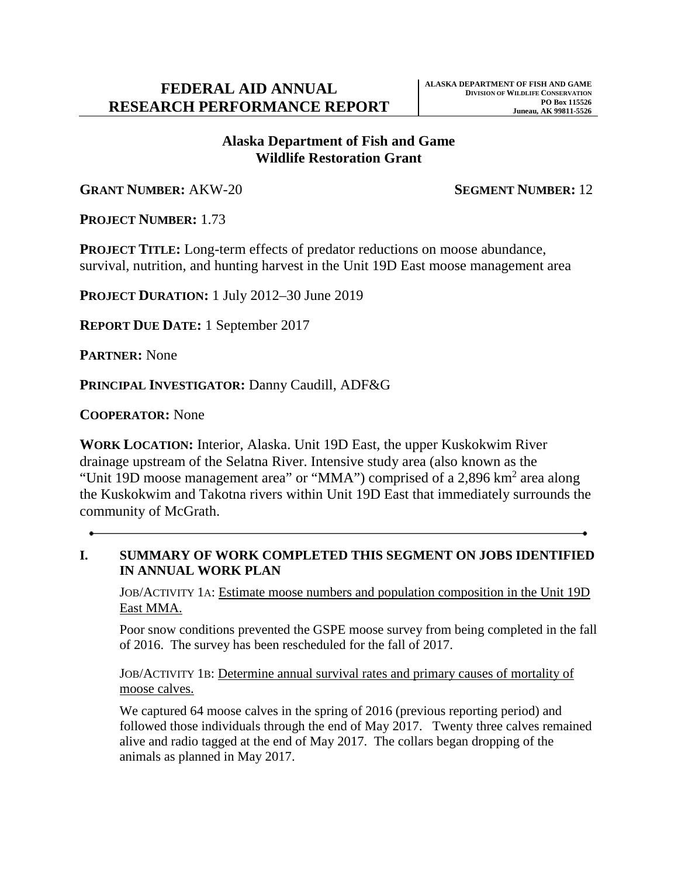# FEDERAL AID ANNUAL RESEARCH PERFORMANCE REPORT

**ALASKA DEPARTMENT OF FISH AND GAME**
**DIVISION OF WILDLIFE CONSERVATION**
**PO Box 115526**
**Juneau, AK 99811-5526**

## Alaska Department of Fish and Game
## Wildlife Restoration Grant

**GRANT NUMBER:** AKW-20 **SEGMENT NUMBER:** 12

**PROJECT NUMBER:** 1.73

**PROJECT TITLE:** Long-term effects of predator reductions on moose abundance, survival, nutrition, and hunting harvest in the Unit 19D East moose management area

**PROJECT DURATION:** 1 July 2012–30 June 2019

**REPORT DUE DATE:** 1 September 2017

**PARTNER:** None

**PRINCIPAL INVESTIGATOR:** Danny Caudill, ADF&G

**COOPERATOR:** None

**WORK LOCATION:** Interior, Alaska. Unit 19D East, the upper Kuskokwim River drainage upstream of the Selatna River. Intensive study area (also known as the "Unit 19D moose management area" or "MMA") comprised of a 2,896 km$^2$ area along the Kuskokwim and Takotna rivers within Unit 19D East that immediately surrounds the community of McGrath.

---

## I. SUMMARY OF WORK COMPLETED THIS SEGMENT ON JOBS IDENTIFIED IN ANNUAL WORK PLAN

JOB/ACTIVITY 1A: Estimate moose numbers and population composition in the Unit 19D East MMA.

Poor snow conditions prevented the GSPE moose survey from being completed in the fall of 2016. The survey has been rescheduled for the fall of 2017.

JOB/ACTIVITY 1B: Determine annual survival rates and primary causes of mortality of moose calves.

We captured 64 moose calves in the spring of 2016 (previous reporting period) and followed those individuals through the end of May 2017. Twenty three calves remained alive and radio tagged at the end of May 2017. The collars began dropping of the animals as planned in May 2017.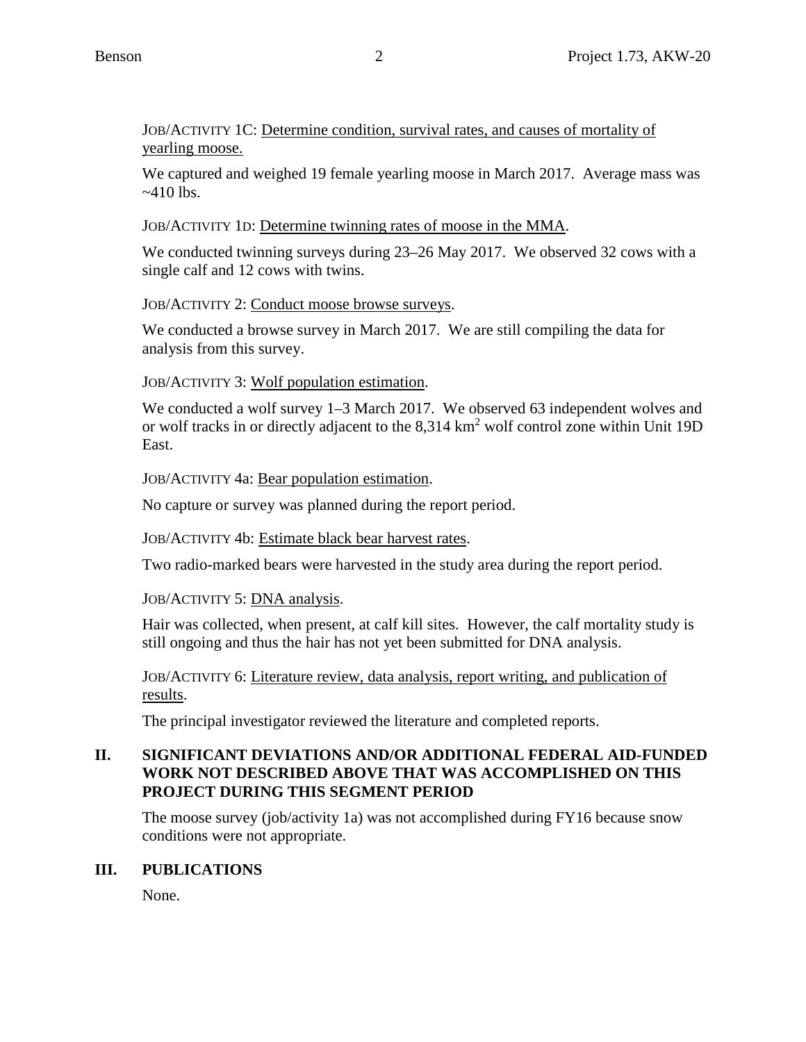JOB/ACTIVITY 1C: Determine condition, survival rates, and causes of mortality of yearling moose.

We captured and weighed 19 female yearling moose in March 2017. Average mass was ~410 lbs.

JOB/ACTIVITY 1D: Determine twinning rates of moose in the MMA.

We conducted twinning surveys during 23–26 May 2017. We observed 32 cows with a single calf and 12 cows with twins.

JOB/ACTIVITY 2: Conduct moose browse surveys.

We conducted a browse survey in March 2017. We are still compiling the data for analysis from this survey.

JOB/ACTIVITY 3: Wolf population estimation.

We conducted a wolf survey 1–3 March 2017. We observed 63 independent wolves and or wolf tracks in or directly adjacent to the 8,314 $km^2$ wolf control zone within Unit 19D East.

JOB/ACTIVITY 4a: Bear population estimation.

No capture or survey was planned during the report period.

JOB/ACTIVITY 4b: Estimate black bear harvest rates.

Two radio-marked bears were harvested in the study area during the report period.

JOB/ACTIVITY 5: DNA analysis.

Hair was collected, when present, at calf kill sites. However, the calf mortality study is still ongoing and thus the hair has not yet been submitted for DNA analysis.

JOB/ACTIVITY 6: Literature review, data analysis, report writing, and publication of results.

The principal investigator reviewed the literature and completed reports.

## II. SIGNIFICANT DEVIATIONS AND/OR ADDITIONAL FEDERAL AID-FUNDED WORK NOT DESCRIBED ABOVE THAT WAS ACCOMPLISHED ON THIS PROJECT DURING THIS SEGMENT PERIOD

The moose survey (job/activity 1a) was not accomplished during FY16 because snow conditions were not appropriate.

## III. PUBLICATIONS

None.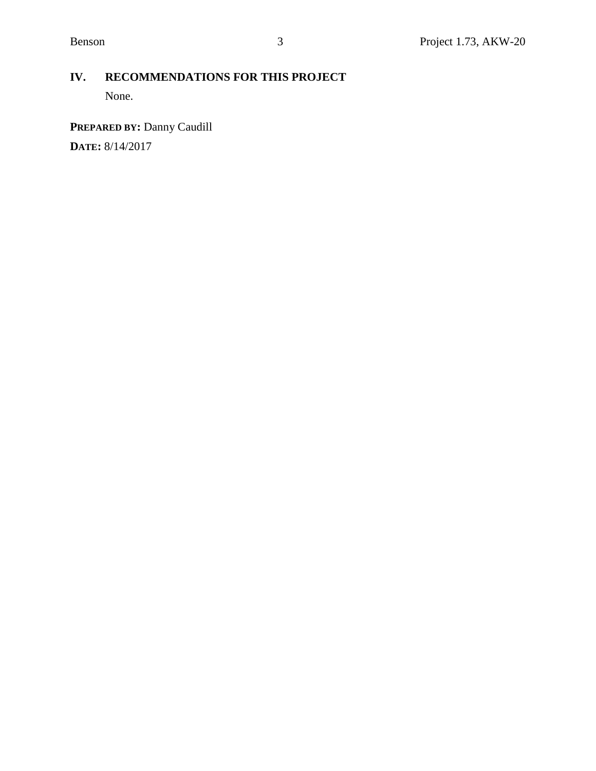## IV. RECOMMENDATIONS FOR THIS PROJECT

None.

**PREPARED BY:** Danny Caudill

**DATE:** 8/14/2017